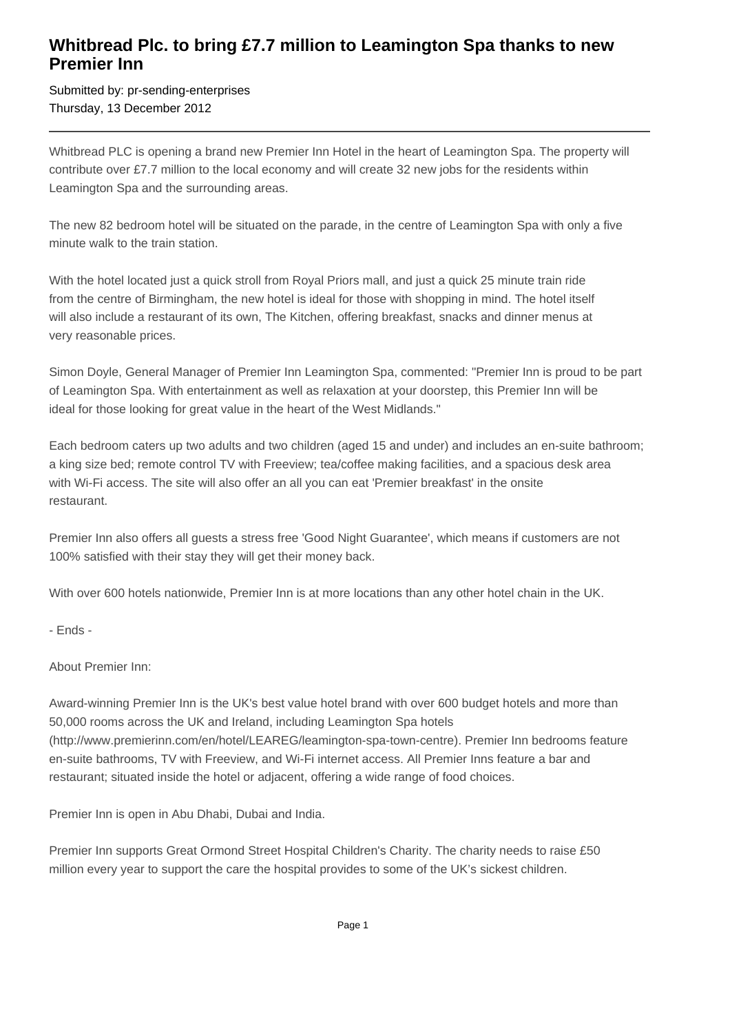# Whitbread Plc. to bring £7.7 million to Leamington Spa thanks to new Premier Inn

Submitted by: pr-sending-enterprises
Thursday, 13 December 2012

---

Whitbread PLC is opening a brand new Premier Inn Hotel in the heart of Leamington Spa. The property will contribute over £7.7 million to the local economy and will create 32 new jobs for the residents within Leamington Spa and the surrounding areas.

The new 82 bedroom hotel will be situated on the parade, in the centre of Leamington Spa with only a five minute walk to the train station.

With the hotel located just a quick stroll from Royal Priors mall, and just a quick 25 minute train ride from the centre of Birmingham, the new hotel is ideal for those with shopping in mind. The hotel itself will also include a restaurant of its own, The Kitchen, offering breakfast, snacks and dinner menus at very reasonable prices.

Simon Doyle, General Manager of Premier Inn Leamington Spa, commented: "Premier Inn is proud to be part of Leamington Spa. With entertainment as well as relaxation at your doorstep, this Premier Inn will be ideal for those looking for great value in the heart of the West Midlands."

Each bedroom caters up two adults and two children (aged 15 and under) and includes an en-suite bathroom; a king size bed; remote control TV with Freeview; tea/coffee making facilities, and a spacious desk area with Wi-Fi access. The site will also offer an all you can eat 'Premier breakfast' in the onsite restaurant.

Premier Inn also offers all guests a stress free 'Good Night Guarantee', which means if customers are not 100% satisfied with their stay they will get their money back.

With over 600 hotels nationwide, Premier Inn is at more locations than any other hotel chain in the UK.

- Ends -

About Premier Inn:

Award-winning Premier Inn is the UK's best value hotel brand with over 600 budget hotels and more than 50,000 rooms across the UK and Ireland, including Leamington Spa hotels (http://www.premierinn.com/en/hotel/LEAREG/leamington-spa-town-centre). Premier Inn bedrooms feature en-suite bathrooms, TV with Freeview, and Wi-Fi internet access. All Premier Inns feature a bar and restaurant; situated inside the hotel or adjacent, offering a wide range of food choices.

Premier Inn is open in Abu Dhabi, Dubai and India.

Premier Inn supports Great Ormond Street Hospital Children's Charity. The charity needs to raise £50 million every year to support the care the hospital provides to some of the UK's sickest children.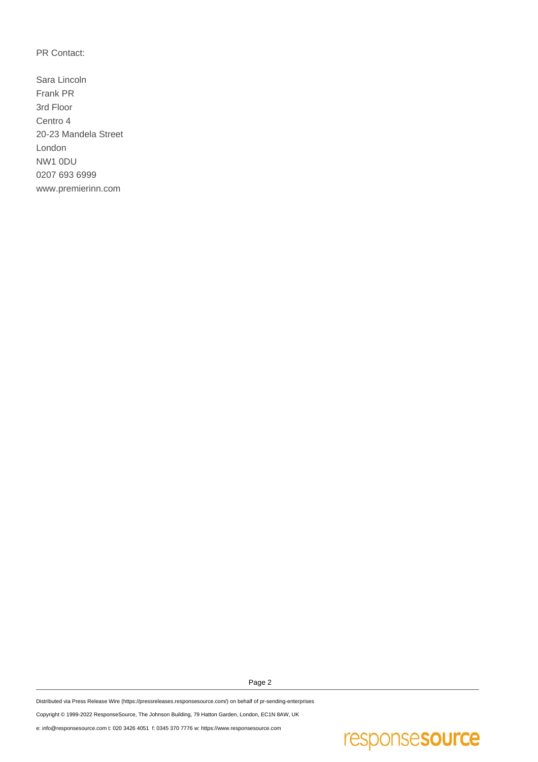PR Contact:

Sara Lincoln  
Frank PR  
3rd Floor  
Centro 4  
20-23 Mandela Street  
London  
NW1 0DU  
0207 693 6999  
www.premierinn.com